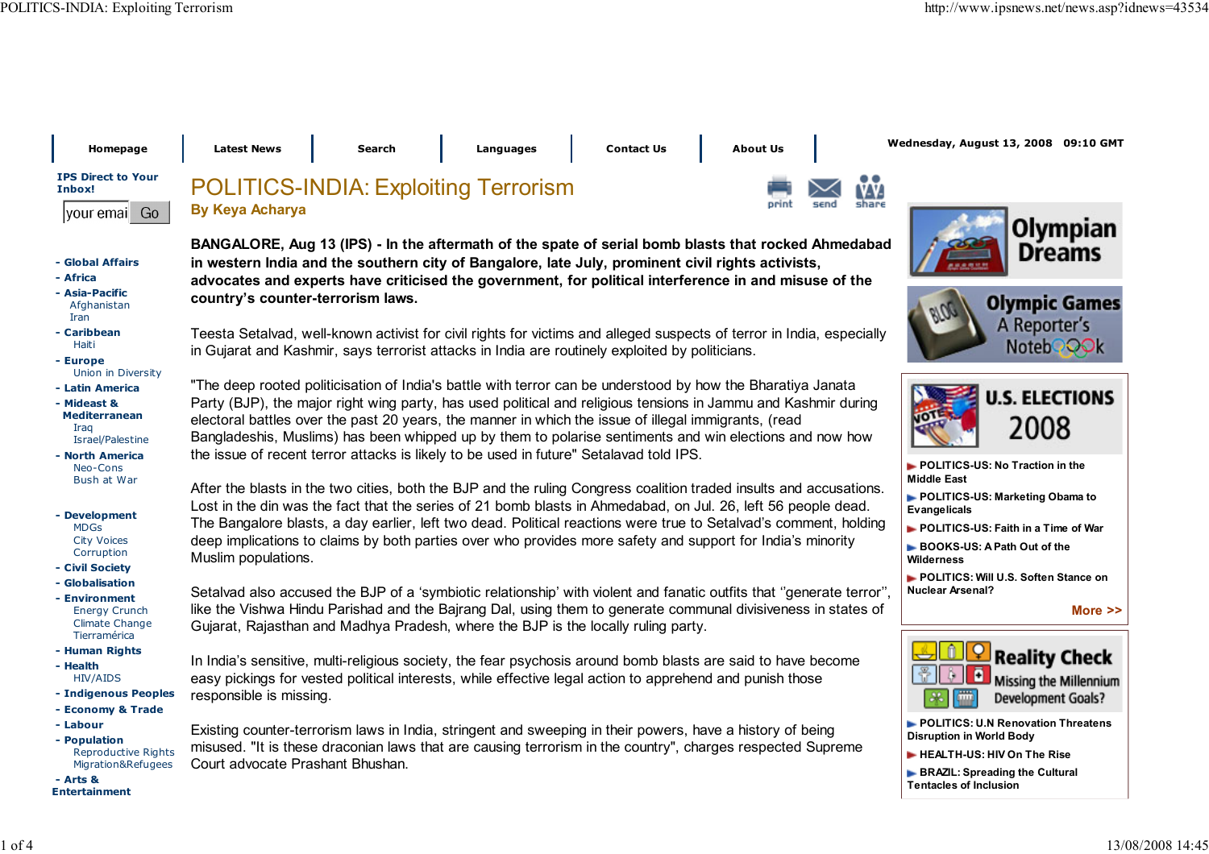Homepage | Latest News | Search | Languages | Contact Us | About Us

Wednesday, August 13, 2008 09:10 GMT

IPS Direct to Your Inbox!

- Global Affairs
- Africa
- Asia-Pacific
  - Afghanistan
  - Iran
- Caribbean
  - Haiti
- Europe
  - Union in Diversity
- Latin America
- Mideast & Mediterranean
  - Iraq
  - Israel/Palestine
- North America
  - Neo-Cons
  - Bush at War
- Development
  - MDGs
  - City Voices
  - Corruption
- Civil Society
- Globalisation
- Environment
  - Energy Crunch
  - Climate Change
  - Tierramérica
- Human Rights
- Health
  - HIV/AIDS
- Indigenous Peoples
- Economy & Trade
- Labour
- Population
  - Reproductive Rights
  - Migration&Refugees
- Arts & Entertainment

# POLITICS-INDIA: Exploiting Terrorism

**By Keya Acharya**

**BANGALORE, Aug 13 (IPS) - In the aftermath of the spate of serial bomb blasts that rocked Ahmedabad in western India and the southern city of Bangalore, late July, prominent civil rights activists, advocates and experts have criticised the government, for political interference in and misuse of the country's counter-terrorism laws.**

Teesta Setalvad, well-known activist for civil rights for victims and alleged suspects of terror in India, especially in Gujarat and Kashmir, says terrorist attacks in India are routinely exploited by politicians.

"The deep rooted politicisation of India's battle with terror can be understood by how the Bharatiya Janata Party (BJP), the major right wing party, has used political and religious tensions in Jammu and Kashmir during electoral battles over the past 20 years, the manner in which the issue of illegal immigrants, (read Bangladeshis, Muslims) has been whipped up by them to polarise sentiments and win elections and now how the issue of recent terror attacks is likely to be used in future" Setalavad told IPS.

After the blasts in the two cities, both the BJP and the ruling Congress coalition traded insults and accusations. Lost in the din was the fact that the series of 21 bomb blasts in Ahmedabad, on Jul. 26, left 56 people dead. The Bangalore blasts, a day earlier, left two dead. Political reactions were true to Setalvad's comment, holding deep implications to claims by both parties over who provides more safety and support for India's minority Muslim populations.

Setalvad also accused the BJP of a 'symbiotic relationship' with violent and fanatic outfits that ''generate terror'', like the Vishwa Hindu Parishad and the Bajrang Dal, using them to generate communal divisiveness in states of Gujarat, Rajasthan and Madhya Pradesh, where the BJP is the locally ruling party.

In India's sensitive, multi-religious society, the fear psychosis around bomb blasts are said to have become easy pickings for vested political interests, while effective legal action to apprehend and punish those responsible is missing.

Existing counter-terrorism laws in India, stringent and sweeping in their powers, have a history of being misused. "It is these draconian laws that are causing terrorism in the country", charges respected Supreme Court advocate Prashant Bhushan.

**U.S. ELECTIONS 2008**

- POLITICS-US: No Traction in the Middle East
- POLITICS-US: Marketing Obama to Evangelicals
- POLITICS-US: Faith in a Time of War
- BOOKS-US: A Path Out of the Wilderness
- POLITICS: Will U.S. Soften Stance on Nuclear Arsenal?

More >>

**Reality Check — Missing the Millennium Development Goals?**

- POLITICS: U.N Renovation Threatens Disruption in World Body
- HEALTH-US: HIV On The Rise
- BRAZIL: Spreading the Cultural Tentacles of Inclusion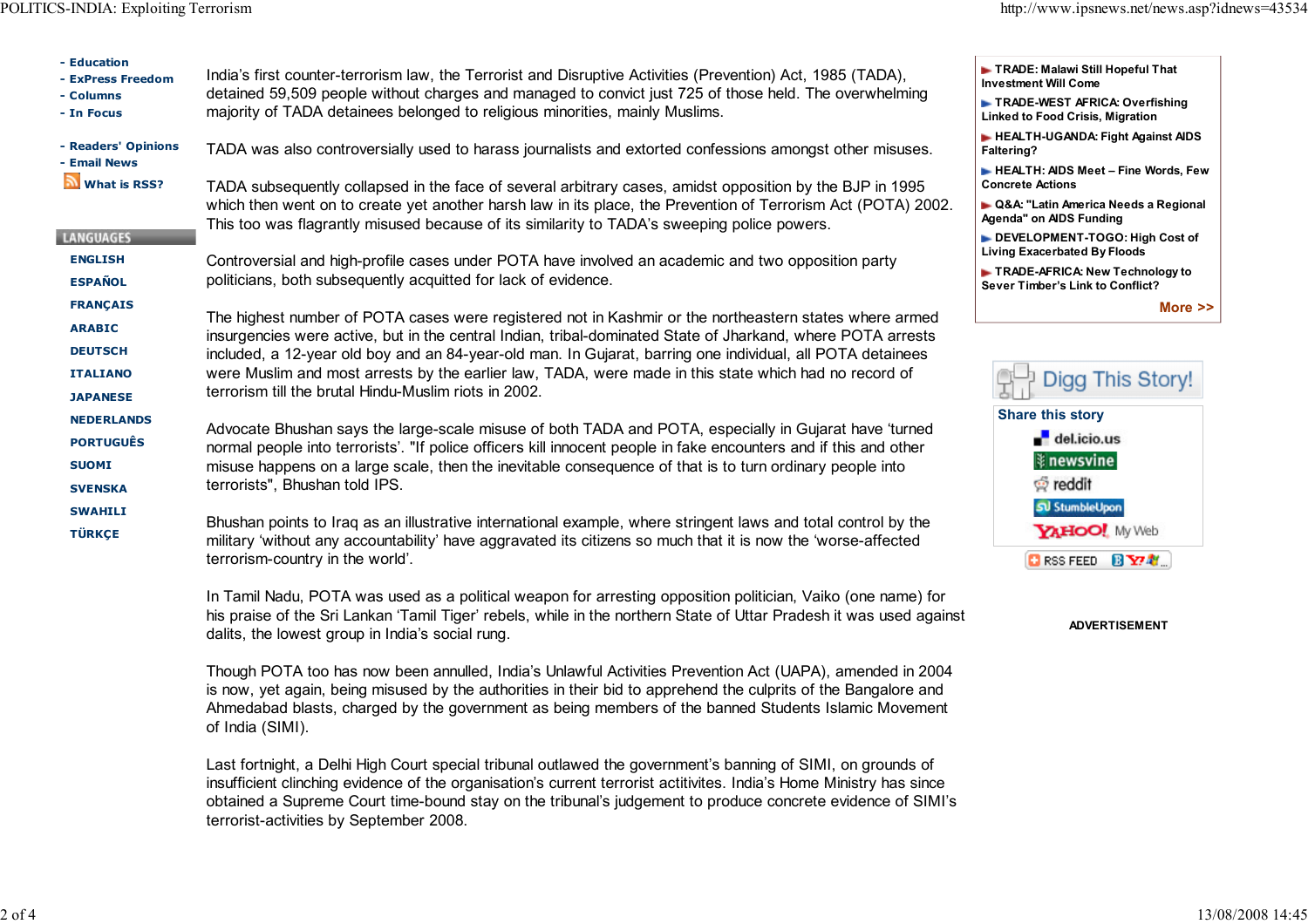India's first counter-terrorism law, the Terrorist and Disruptive Activities (Prevention) Act, 1985 (TADA), detained 59,509 people without charges and managed to convict just 725 of those held. The overwhelming majority of TADA detainees belonged to religious minorities, mainly Muslims.

TADA was also controversially used to harass journalists and extorted confessions amongst other misuses.

TADA subsequently collapsed in the face of several arbitrary cases, amidst opposition by the BJP in 1995 which then went on to create yet another harsh law in its place, the Prevention of Terrorism Act (POTA) 2002. This too was flagrantly misused because of its similarity to TADA's sweeping police powers.

Controversial and high-profile cases under POTA have involved an academic and two opposition party politicians, both subsequently acquitted for lack of evidence.

The highest number of POTA cases were registered not in Kashmir or the northeastern states where armed insurgencies were active, but in the central Indian, tribal-dominated State of Jharkand, where POTA arrests included, a 12-year old boy and an 84-year-old man. In Gujarat, barring one individual, all POTA detainees were Muslim and most arrests by the earlier law, TADA, were made in this state which had no record of terrorism till the brutal Hindu-Muslim riots in 2002.

Advocate Bhushan says the large-scale misuse of both TADA and POTA, especially in Gujarat have 'turned normal people into terrorists'. "If police officers kill innocent people in fake encounters and if this and other misuse happens on a large scale, then the inevitable consequence of that is to turn ordinary people into terrorists", Bhushan told IPS.

Bhushan points to Iraq as an illustrative international example, where stringent laws and total control by the military 'without any accountability' have aggravated its citizens so much that it is now the 'worse-affected terrorism-country in the world'.

In Tamil Nadu, POTA was used as a political weapon for arresting opposition politician, Vaiko (one name) for his praise of the Sri Lankan 'Tamil Tiger' rebels, while in the northern State of Uttar Pradesh it was used against dalits, the lowest group in India's social rung.

Though POTA too has now been annulled, India's Unlawful Activities Prevention Act (UAPA), amended in 2004 is now, yet again, being misused by the authorities in their bid to apprehend the culprits of the Bangalore and Ahmedabad blasts, charged by the government as being members of the banned Students Islamic Movement of India (SIMI).

Last fortnight, a Delhi High Court special tribunal outlawed the government's banning of SIMI, on grounds of insufficient clinching evidence of the organisation's current terrorist actitivites. India's Home Ministry has since obtained a Supreme Court time-bound stay on the tribunal's judgement to produce concrete evidence of SIMI's terrorist-activities by September 2008.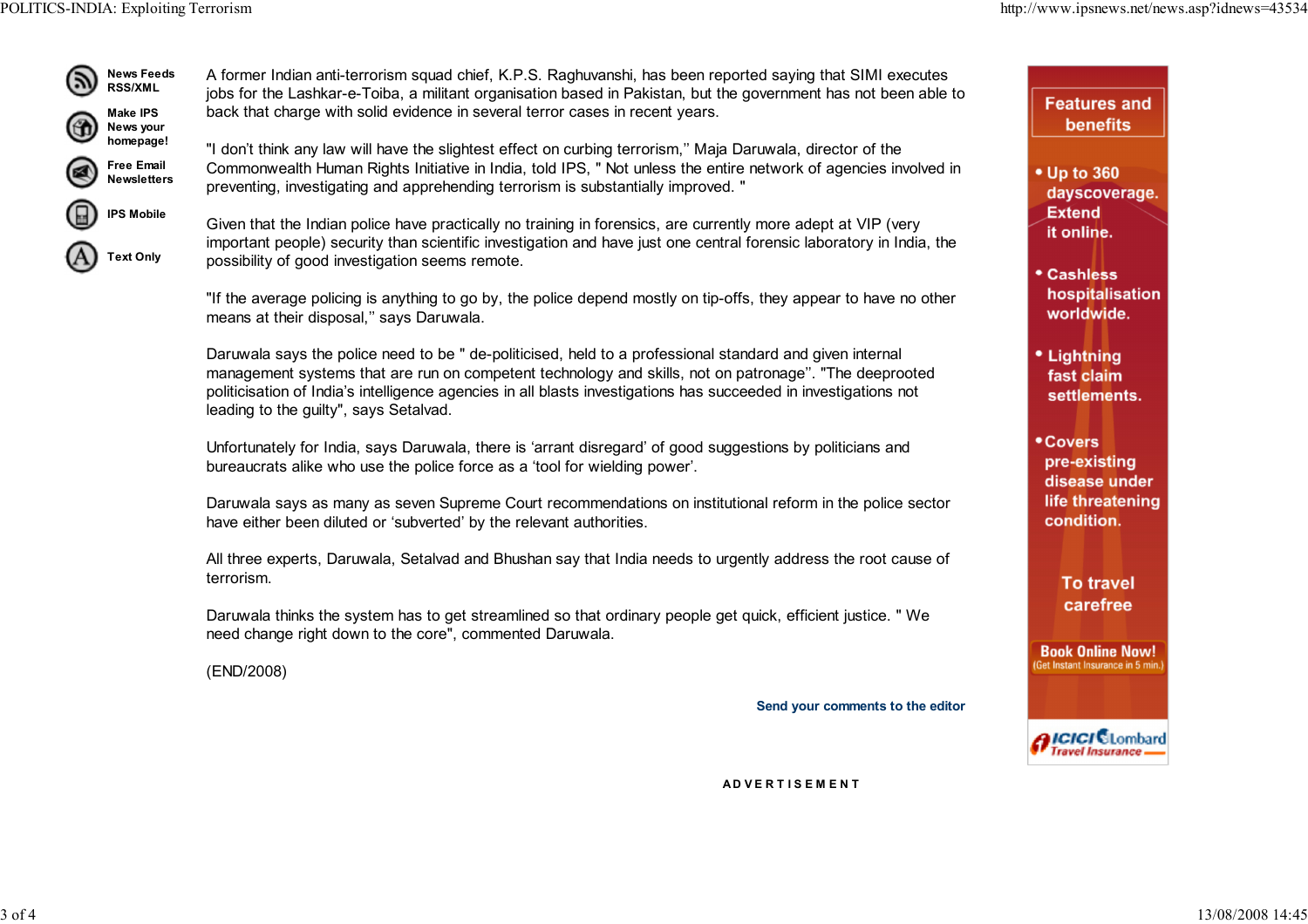A former Indian anti-terrorism squad chief, K.P.S. Raghuvanshi, has been reported saying that SIMI executes jobs for the Lashkar-e-Toiba, a militant organisation based in Pakistan, but the government has not been able to back that charge with solid evidence in several terror cases in recent years.

"I don't think any law will have the slightest effect on curbing terrorism," Maja Daruwala, director of the Commonwealth Human Rights Initiative in India, told IPS, " Not unless the entire network of agencies involved in preventing, investigating and apprehending terrorism is substantially improved. "

Given that the Indian police have practically no training in forensics, are currently more adept at VIP (very important people) security than scientific investigation and have just one central forensic laboratory in India, the possibility of good investigation seems remote.

"If the average policing is anything to go by, the police depend mostly on tip-offs, they appear to have no other means at their disposal," says Daruwala.

Daruwala says the police need to be " de-politicised, held to a professional standard and given internal management systems that are run on competent technology and skills, not on patronage''. "The deeprooted politicisation of India's intelligence agencies in all blasts investigations has succeeded in investigations not leading to the guilty", says Setalvad.

Unfortunately for India, says Daruwala, there is 'arrant disregard' of good suggestions by politicians and bureaucrats alike who use the police force as a 'tool for wielding power'.

Daruwala says as many as seven Supreme Court recommendations on institutional reform in the police sector have either been diluted or 'subverted' by the relevant authorities.

All three experts, Daruwala, Setalvad and Bhushan say that India needs to urgently address the root cause of terrorism.

Daruwala thinks the system has to get streamlined so that ordinary people get quick, efficient justice. " We need change right down to the core", commented Daruwala.

(END/2008)

**Send your comments to the editor**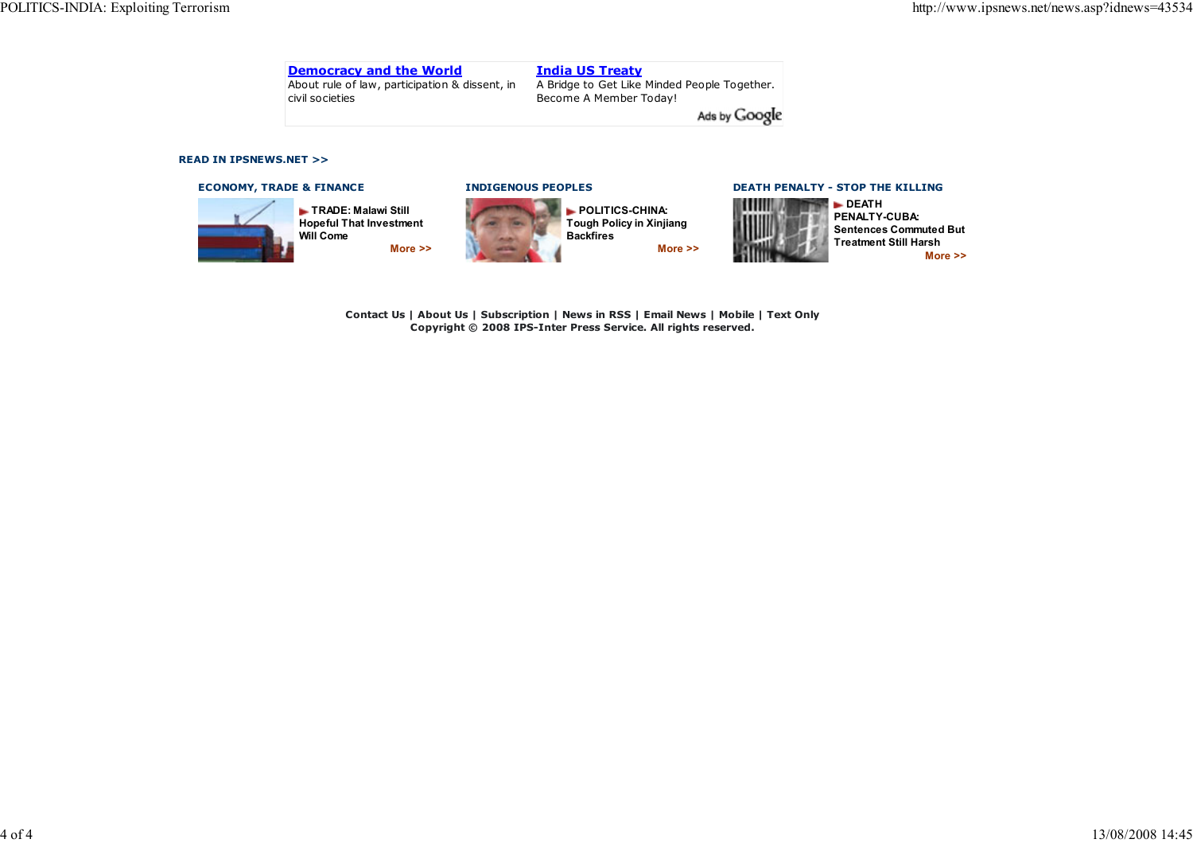**Democracy and the World**
About rule of law, participation & dissent, in civil societies

**India US Treaty**
A Bridge to Get Like Minded People Together. Become A Member Today!

Ads by Google

**READ IN IPSNEWS.NET >>**

**ECONOMY, TRADE & FINANCE**

**TRADE: Malawi Still Hopeful That Investment Will Come**

More >>

**INDIGENOUS PEOPLES**

**POLITICS-CHINA: Tough Policy in Xinjiang Backfires**

More >>

**DEATH PENALTY - STOP THE KILLING**

**DEATH PENALTY-CUBA: Sentences Commuted But Treatment Still Harsh**

More >>

Contact Us | About Us | Subscription | News in RSS | Email News | Mobile | Text Only
Copyright © 2008 IPS-Inter Press Service. All rights reserved.